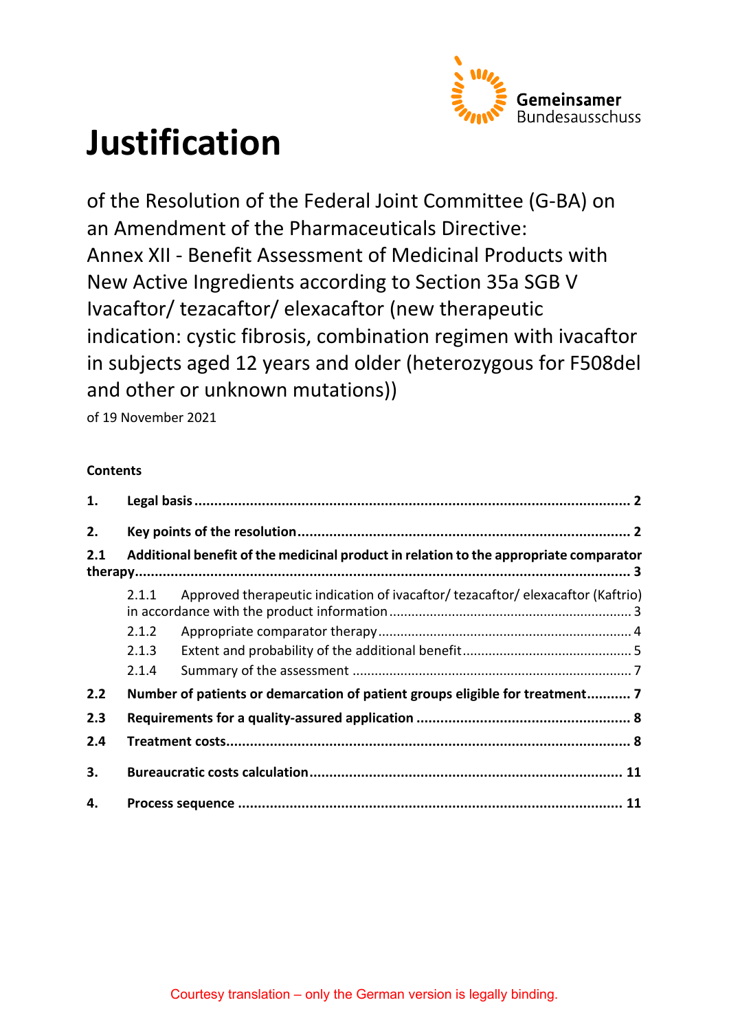Gemeinsamer Bundesausschuss

# Justification

of the Resolution of the Federal Joint Committee (G-BA) on an Amendment of the Pharmaceuticals Directive: Annex XII - Benefit Assessment of Medicinal Products with New Active Ingredients according to Section 35a SGB V Ivacaftor/ tezacaftor/ elexacaftor (new therapeutic indication: cystic fibrosis, combination regimen with ivacaftor in subjects aged 12 years and older (heterozygous for F508del and other or unknown mutations))

of 19 November 2021

**Contents**

**1. Legal basis** .......... **2**

**2. Key points of the resolution** .......... **2**

**2.1 Additional benefit of the medicinal product in relation to the appropriate comparator therapy** .......... **3**

- 2.1.1 Approved therapeutic indication of ivacaftor/ tezacaftor/ elexacaftor (Kaftrio) in accordance with the product information .......... 3
- 2.1.2 Appropriate comparator therapy .......... 4
- 2.1.3 Extent and probability of the additional benefit .......... 5
- 2.1.4 Summary of the assessment .......... 7

**2.2 Number of patients or demarcation of patient groups eligible for treatment** .......... **7**

**2.3 Requirements for a quality-assured application** .......... **8**

**2.4 Treatment costs** .......... **8**

**3. Bureaucratic costs calculation** .......... **11**

**4. Process sequence** .......... **11**

Courtesy translation – only the German version is legally binding.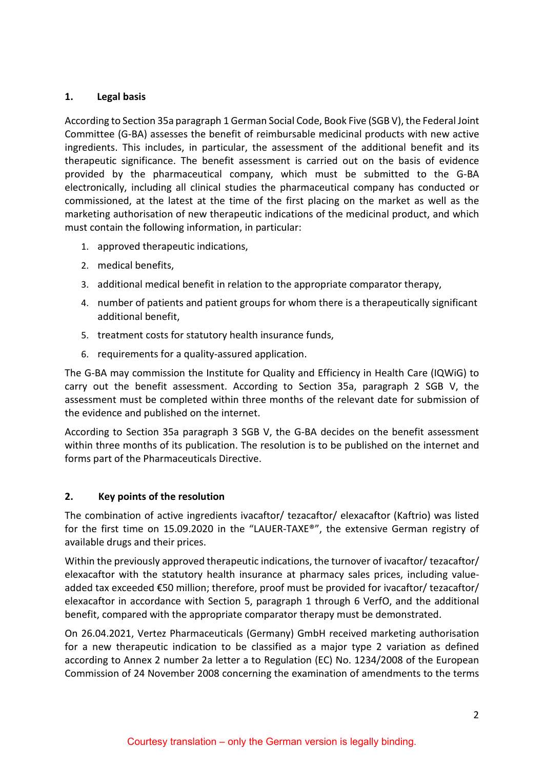## 1. Legal basis

According to Section 35a paragraph 1 German Social Code, Book Five (SGB V), the Federal Joint Committee (G-BA) assesses the benefit of reimbursable medicinal products with new active ingredients. This includes, in particular, the assessment of the additional benefit and its therapeutic significance. The benefit assessment is carried out on the basis of evidence provided by the pharmaceutical company, which must be submitted to the G-BA electronically, including all clinical studies the pharmaceutical company has conducted or commissioned, at the latest at the time of the first placing on the market as well as the marketing authorisation of new therapeutic indications of the medicinal product, and which must contain the following information, in particular:

1. approved therapeutic indications,
2. medical benefits,
3. additional medical benefit in relation to the appropriate comparator therapy,
4. number of patients and patient groups for whom there is a therapeutically significant additional benefit,
5. treatment costs for statutory health insurance funds,
6. requirements for a quality-assured application.

The G-BA may commission the Institute for Quality and Efficiency in Health Care (IQWiG) to carry out the benefit assessment. According to Section 35a, paragraph 2 SGB V, the assessment must be completed within three months of the relevant date for submission of the evidence and published on the internet.

According to Section 35a paragraph 3 SGB V, the G-BA decides on the benefit assessment within three months of its publication. The resolution is to be published on the internet and forms part of the Pharmaceuticals Directive.

## 2. Key points of the resolution

The combination of active ingredients ivacaftor/ tezacaftor/ elexacaftor (Kaftrio) was listed for the first time on 15.09.2020 in the "LAUER-TAXE®", the extensive German registry of available drugs and their prices.

Within the previously approved therapeutic indications, the turnover of ivacaftor/ tezacaftor/ elexacaftor with the statutory health insurance at pharmacy sales prices, including value-added tax exceeded €50 million; therefore, proof must be provided for ivacaftor/ tezacaftor/ elexacaftor in accordance with Section 5, paragraph 1 through 6 VerfO, and the additional benefit, compared with the appropriate comparator therapy must be demonstrated.

On 26.04.2021, Vertez Pharmaceuticals (Germany) GmbH received marketing authorisation for a new therapeutic indication to be classified as a major type 2 variation as defined according to Annex 2 number 2a letter a to Regulation (EC) No. 1234/2008 of the European Commission of 24 November 2008 concerning the examination of amendments to the terms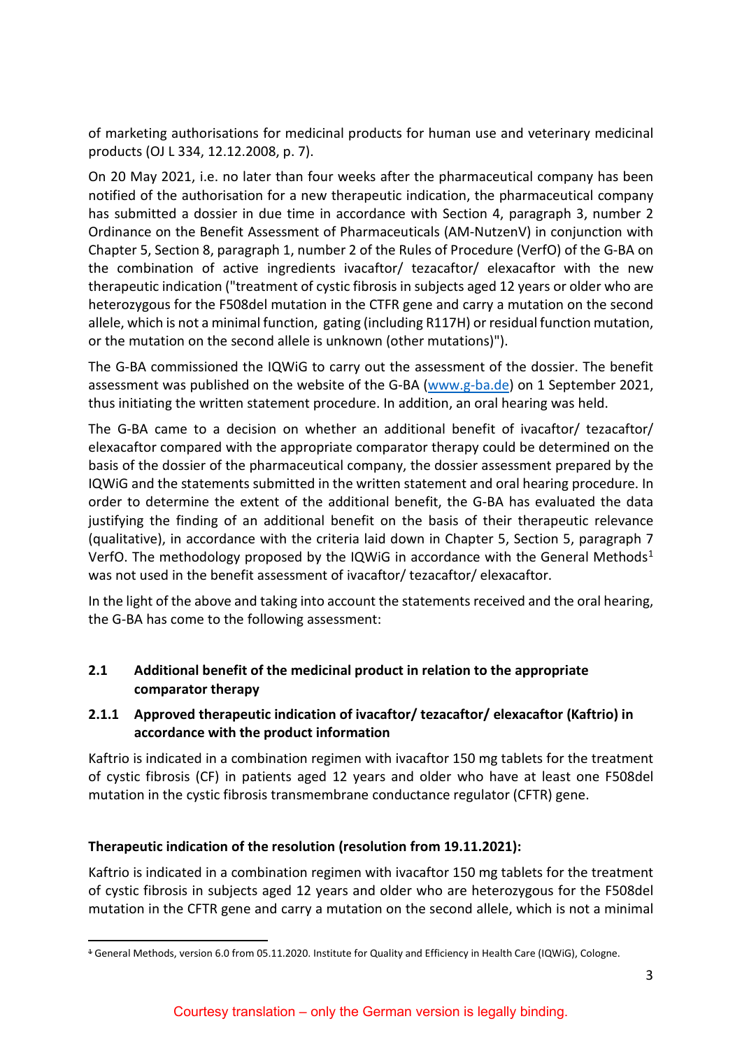of marketing authorisations for medicinal products for human use and veterinary medicinal products (OJ L 334, 12.12.2008, p. 7).

On 20 May 2021, i.e. no later than four weeks after the pharmaceutical company has been notified of the authorisation for a new therapeutic indication, the pharmaceutical company has submitted a dossier in due time in accordance with Section 4, paragraph 3, number 2 Ordinance on the Benefit Assessment of Pharmaceuticals (AM-NutzenV) in conjunction with Chapter 5, Section 8, paragraph 1, number 2 of the Rules of Procedure (VerfO) of the G-BA on the combination of active ingredients ivacaftor/ tezacaftor/ elexacaftor with the new therapeutic indication ("treatment of cystic fibrosis in subjects aged 12 years or older who are heterozygous for the F508del mutation in the CTFR gene and carry a mutation on the second allele, which is not a minimal function, gating (including R117H) or residual function mutation, or the mutation on the second allele is unknown (other mutations)").

The G-BA commissioned the IQWiG to carry out the assessment of the dossier. The benefit assessment was published on the website of the G-BA (www.g-ba.de) on 1 September 2021, thus initiating the written statement procedure. In addition, an oral hearing was held.

The G-BA came to a decision on whether an additional benefit of ivacaftor/ tezacaftor/ elexacaftor compared with the appropriate comparator therapy could be determined on the basis of the dossier of the pharmaceutical company, the dossier assessment prepared by the IQWiG and the statements submitted in the written statement and oral hearing procedure. In order to determine the extent of the additional benefit, the G-BA has evaluated the data justifying the finding of an additional benefit on the basis of their therapeutic relevance (qualitative), in accordance with the criteria laid down in Chapter 5, Section 5, paragraph 7 VerfO. The methodology proposed by the IQWiG in accordance with the General Methods[1] was not used in the benefit assessment of ivacaftor/ tezacaftor/ elexacaftor.

In the light of the above and taking into account the statements received and the oral hearing, the G-BA has come to the following assessment:

## 2.1 Additional benefit of the medicinal product in relation to the appropriate comparator therapy

### 2.1.1 Approved therapeutic indication of ivacaftor/ tezacaftor/ elexacaftor (Kaftrio) in accordance with the product information

Kaftrio is indicated in a combination regimen with ivacaftor 150 mg tablets for the treatment of cystic fibrosis (CF) in patients aged 12 years and older who have at least one F508del mutation in the cystic fibrosis transmembrane conductance regulator (CFTR) gene.

**Therapeutic indication of the resolution (resolution from 19.11.2021):**

Kaftrio is indicated in a combination regimen with ivacaftor 150 mg tablets for the treatment of cystic fibrosis in subjects aged 12 years and older who are heterozygous for the F508del mutation in the CFTR gene and carry a mutation on the second allele, which is not a minimal

[1] General Methods, version 6.0 from 05.11.2020. Institute for Quality and Efficiency in Health Care (IQWiG), Cologne.

Courtesy translation – only the German version is legally binding.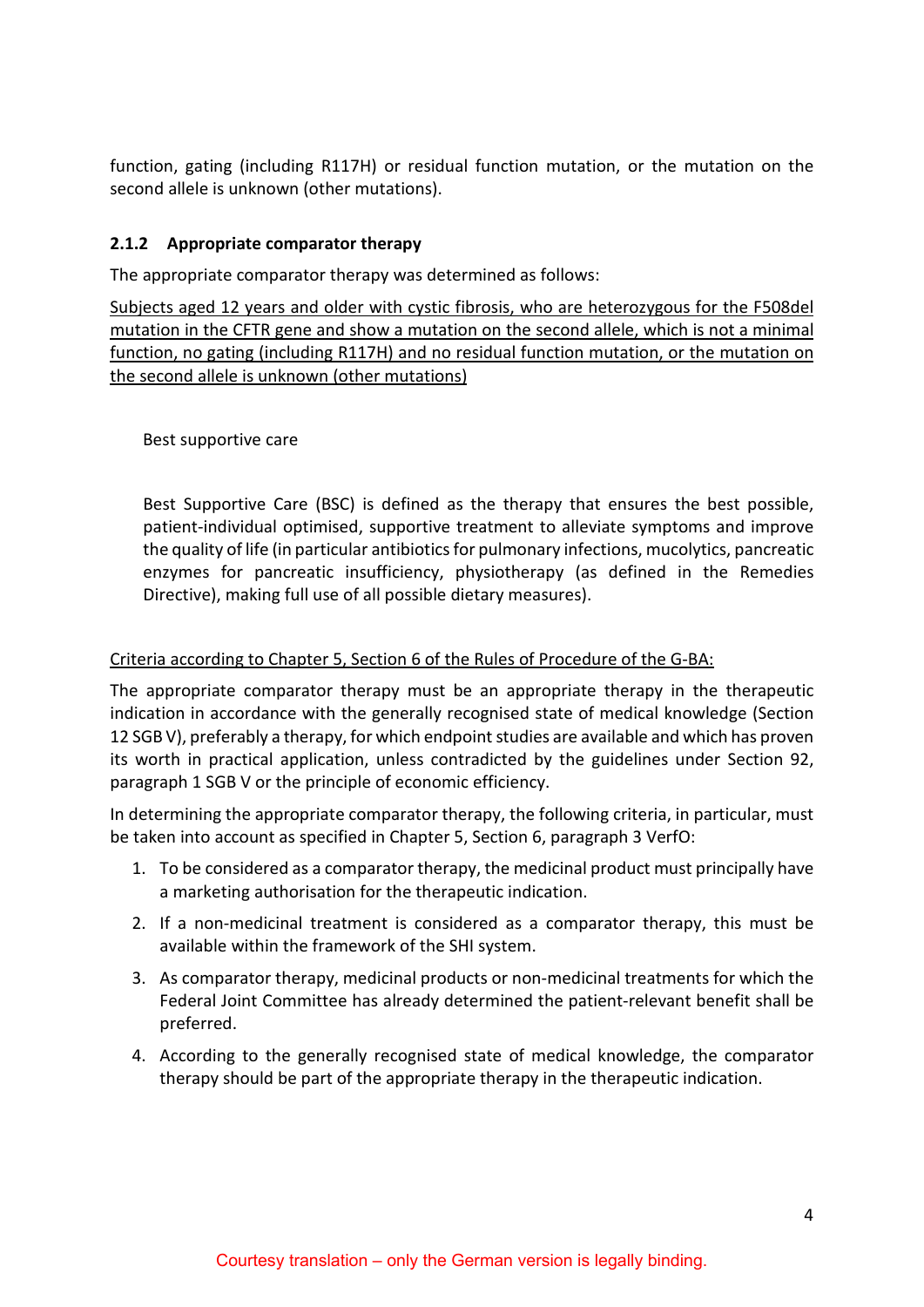function, gating (including R117H) or residual function mutation, or the mutation on the second allele is unknown (other mutations).

### 2.1.2 Appropriate comparator therapy

The appropriate comparator therapy was determined as follows:

<u>Subjects aged 12 years and older with cystic fibrosis, who are heterozygous for the F508del mutation in the CFTR gene and show a mutation on the second allele, which is not a minimal function, no gating (including R117H) and no residual function mutation, or the mutation on the second allele is unknown (other mutations)</u>

Best supportive care

Best Supportive Care (BSC) is defined as the therapy that ensures the best possible, patient-individual optimised, supportive treatment to alleviate symptoms and improve the quality of life (in particular antibiotics for pulmonary infections, mucolytics, pancreatic enzymes for pancreatic insufficiency, physiotherapy (as defined in the Remedies Directive), making full use of all possible dietary measures).

<u>Criteria according to Chapter 5, Section 6 of the Rules of Procedure of the G-BA:</u>

The appropriate comparator therapy must be an appropriate therapy in the therapeutic indication in accordance with the generally recognised state of medical knowledge (Section 12 SGB V), preferably a therapy, for which endpoint studies are available and which has proven its worth in practical application, unless contradicted by the guidelines under Section 92, paragraph 1 SGB V or the principle of economic efficiency.

In determining the appropriate comparator therapy, the following criteria, in particular, must be taken into account as specified in Chapter 5, Section 6, paragraph 3 VerfO:

1. To be considered as a comparator therapy, the medicinal product must principally have a marketing authorisation for the therapeutic indication.
2. If a non-medicinal treatment is considered as a comparator therapy, this must be available within the framework of the SHI system.
3. As comparator therapy, medicinal products or non-medicinal treatments for which the Federal Joint Committee has already determined the patient-relevant benefit shall be preferred.
4. According to the generally recognised state of medical knowledge, the comparator therapy should be part of the appropriate therapy in the therapeutic indication.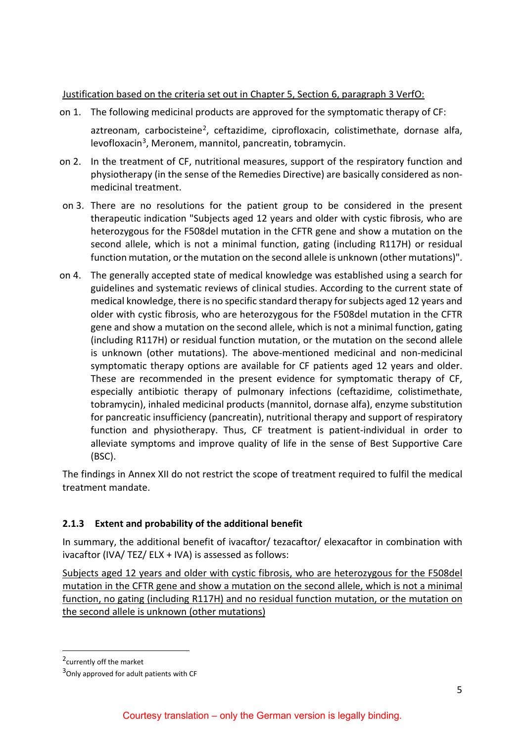Justification based on the criteria set out in Chapter 5, Section 6, paragraph 3 VerfO:

on 1. The following medicinal products are approved for the symptomatic therapy of CF:

aztreonam, carbocisteine[2], ceftazidime, ciprofloxacin, colistimethate, dornase alfa, levofloxacin[3], Meronem, mannitol, pancreatin, tobramycin.

on 2. In the treatment of CF, nutritional measures, support of the respiratory function and physiotherapy (in the sense of the Remedies Directive) are basically considered as non-medicinal treatment.

on 3. There are no resolutions for the patient group to be considered in the present therapeutic indication "Subjects aged 12 years and older with cystic fibrosis, who are heterozygous for the F508del mutation in the CFTR gene and show a mutation on the second allele, which is not a minimal function, gating (including R117H) or residual function mutation, or the mutation on the second allele is unknown (other mutations)".

on 4. The generally accepted state of medical knowledge was established using a search for guidelines and systematic reviews of clinical studies. According to the current state of medical knowledge, there is no specific standard therapy for subjects aged 12 years and older with cystic fibrosis, who are heterozygous for the F508del mutation in the CFTR gene and show a mutation on the second allele, which is not a minimal function, gating (including R117H) or residual function mutation, or the mutation on the second allele is unknown (other mutations). The above-mentioned medicinal and non-medicinal symptomatic therapy options are available for CF patients aged 12 years and older. These are recommended in the present evidence for symptomatic therapy of CF, especially antibiotic therapy of pulmonary infections (ceftazidime, colistimethate, tobramycin), inhaled medicinal products (mannitol, dornase alfa), enzyme substitution for pancreatic insufficiency (pancreatin), nutritional therapy and support of respiratory function and physiotherapy. Thus, CF treatment is patient-individual in order to alleviate symptoms and improve quality of life in the sense of Best Supportive Care (BSC).

The findings in Annex XII do not restrict the scope of treatment required to fulfil the medical treatment mandate.

### 2.1.3 Extent and probability of the additional benefit

In summary, the additional benefit of ivacaftor/ tezacaftor/ elexacaftor in combination with ivacaftor (IVA/ TEZ/ ELX + IVA) is assessed as follows:

Subjects aged 12 years and older with cystic fibrosis, who are heterozygous for the F508del mutation in the CFTR gene and show a mutation on the second allele, which is not a minimal function, no gating (including R117H) and no residual function mutation, or the mutation on the second allele is unknown (other mutations)

---

[2] currently off the market

[3] Only approved for adult patients with CF

Courtesy translation – only the German version is legally binding.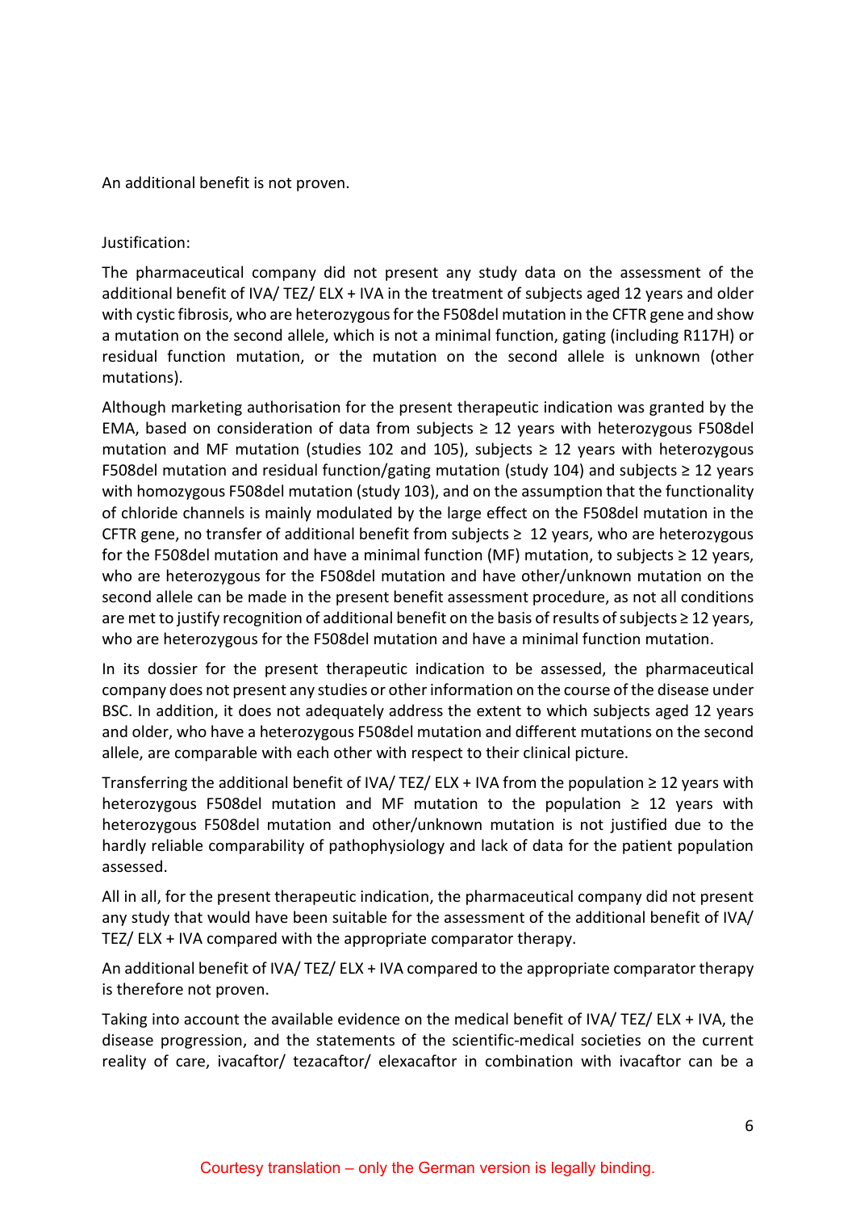An additional benefit is not proven.

Justification:

The pharmaceutical company did not present any study data on the assessment of the additional benefit of IVA/ TEZ/ ELX + IVA in the treatment of subjects aged 12 years and older with cystic fibrosis, who are heterozygous for the F508del mutation in the CFTR gene and show a mutation on the second allele, which is not a minimal function, gating (including R117H) or residual function mutation, or the mutation on the second allele is unknown (other mutations).

Although marketing authorisation for the present therapeutic indication was granted by the EMA, based on consideration of data from subjects ≥ 12 years with heterozygous F508del mutation and MF mutation (studies 102 and 105), subjects ≥ 12 years with heterozygous F508del mutation and residual function/gating mutation (study 104) and subjects ≥ 12 years with homozygous F508del mutation (study 103), and on the assumption that the functionality of chloride channels is mainly modulated by the large effect on the F508del mutation in the CFTR gene, no transfer of additional benefit from subjects ≥ 12 years, who are heterozygous for the F508del mutation and have a minimal function (MF) mutation, to subjects ≥ 12 years, who are heterozygous for the F508del mutation and have other/unknown mutation on the second allele can be made in the present benefit assessment procedure, as not all conditions are met to justify recognition of additional benefit on the basis of results of subjects ≥ 12 years, who are heterozygous for the F508del mutation and have a minimal function mutation.

In its dossier for the present therapeutic indication to be assessed, the pharmaceutical company does not present any studies or other information on the course of the disease under BSC. In addition, it does not adequately address the extent to which subjects aged 12 years and older, who have a heterozygous F508del mutation and different mutations on the second allele, are comparable with each other with respect to their clinical picture.

Transferring the additional benefit of IVA/ TEZ/ ELX + IVA from the population ≥ 12 years with heterozygous F508del mutation and MF mutation to the population ≥ 12 years with heterozygous F508del mutation and other/unknown mutation is not justified due to the hardly reliable comparability of pathophysiology and lack of data for the patient population assessed.

All in all, for the present therapeutic indication, the pharmaceutical company did not present any study that would have been suitable for the assessment of the additional benefit of IVA/ TEZ/ ELX + IVA compared with the appropriate comparator therapy.

An additional benefit of IVA/ TEZ/ ELX + IVA compared to the appropriate comparator therapy is therefore not proven.

Taking into account the available evidence on the medical benefit of IVA/ TEZ/ ELX + IVA, the disease progression, and the statements of the scientific-medical societies on the current reality of care, ivacaftor/ tezacaftor/ elexacaftor in combination with ivacaftor can be a

Courtesy translation – only the German version is legally binding.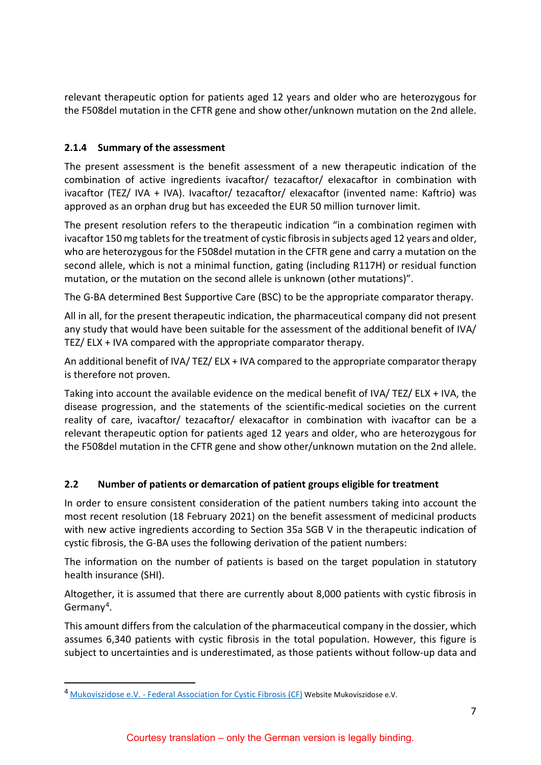relevant therapeutic option for patients aged 12 years and older who are heterozygous for the F508del mutation in the CFTR gene and show other/unknown mutation on the 2nd allele.

#### 2.1.4 Summary of the assessment

The present assessment is the benefit assessment of a new therapeutic indication of the combination of active ingredients ivacaftor/ tezacaftor/ elexacaftor in combination with ivacaftor (TEZ/ IVA + IVA). Ivacaftor/ tezacaftor/ elexacaftor (invented name: Kaftrio) was approved as an orphan drug but has exceeded the EUR 50 million turnover limit.

The present resolution refers to the therapeutic indication "in a combination regimen with ivacaftor 150 mg tablets for the treatment of cystic fibrosis in subjects aged 12 years and older, who are heterozygous for the F508del mutation in the CFTR gene and carry a mutation on the second allele, which is not a minimal function, gating (including R117H) or residual function mutation, or the mutation on the second allele is unknown (other mutations)".

The G-BA determined Best Supportive Care (BSC) to be the appropriate comparator therapy.

All in all, for the present therapeutic indication, the pharmaceutical company did not present any study that would have been suitable for the assessment of the additional benefit of IVA/ TEZ/ ELX + IVA compared with the appropriate comparator therapy.

An additional benefit of IVA/ TEZ/ ELX + IVA compared to the appropriate comparator therapy is therefore not proven.

Taking into account the available evidence on the medical benefit of IVA/ TEZ/ ELX + IVA, the disease progression, and the statements of the scientific-medical societies on the current reality of care, ivacaftor/ tezacaftor/ elexacaftor in combination with ivacaftor can be a relevant therapeutic option for patients aged 12 years and older, who are heterozygous for the F508del mutation in the CFTR gene and show other/unknown mutation on the 2nd allele.

### 2.2 Number of patients or demarcation of patient groups eligible for treatment

In order to ensure consistent consideration of the patient numbers taking into account the most recent resolution (18 February 2021) on the benefit assessment of medicinal products with new active ingredients according to Section 35a SGB V in the therapeutic indication of cystic fibrosis, the G-BA uses the following derivation of the patient numbers:

The information on the number of patients is based on the target population in statutory health insurance (SHI).

Altogether, it is assumed that there are currently about 8,000 patients with cystic fibrosis in Germany[4].

This amount differs from the calculation of the pharmaceutical company in the dossier, which assumes 6,340 patients with cystic fibrosis in the total population. However, this figure is subject to uncertainties and is underestimated, as those patients without follow-up data and

---

[4] Mukoviszidose e.V. - Federal Association for Cystic Fibrosis (CF) Website Mukoviszidose e.V.

Courtesy translation – only the German version is legally binding.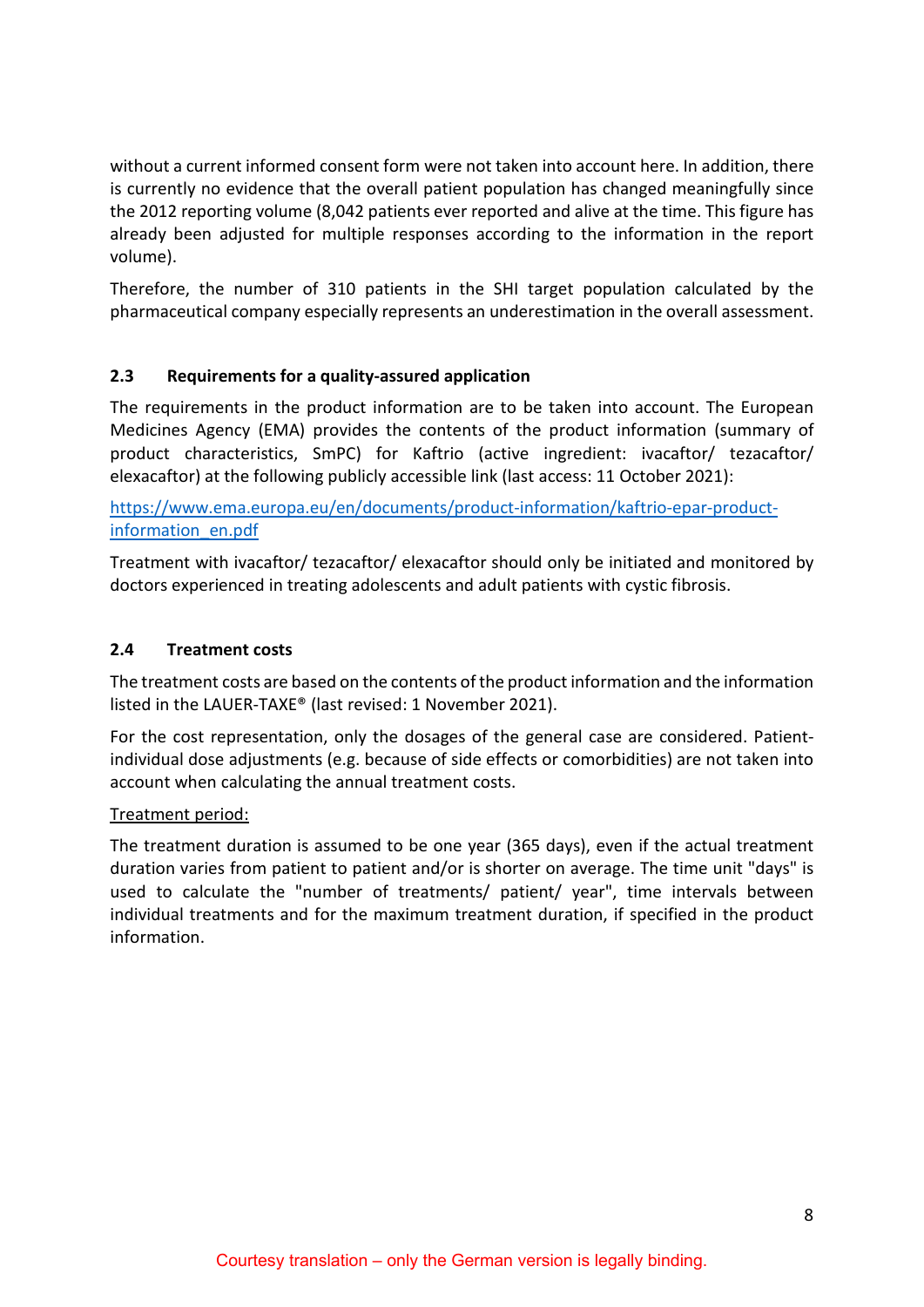without a current informed consent form were not taken into account here. In addition, there is currently no evidence that the overall patient population has changed meaningfully since the 2012 reporting volume (8,042 patients ever reported and alive at the time. This figure has already been adjusted for multiple responses according to the information in the report volume).

Therefore, the number of 310 patients in the SHI target population calculated by the pharmaceutical company especially represents an underestimation in the overall assessment.

### 2.3 Requirements for a quality-assured application

The requirements in the product information are to be taken into account. The European Medicines Agency (EMA) provides the contents of the product information (summary of product characteristics, SmPC) for Kaftrio (active ingredient: ivacaftor/ tezacaftor/ elexacaftor) at the following publicly accessible link (last access: 11 October 2021):

[https://www.ema.europa.eu/en/documents/product-information/kaftrio-epar-product-information_en.pdf](https://www.ema.europa.eu/en/documents/product-information/kaftrio-epar-product-information_en.pdf)

Treatment with ivacaftor/ tezacaftor/ elexacaftor should only be initiated and monitored by doctors experienced in treating adolescents and adult patients with cystic fibrosis.

### 2.4 Treatment costs

The treatment costs are based on the contents of the product information and the information listed in the LAUER-TAXE® (last revised: 1 November 2021).

For the cost representation, only the dosages of the general case are considered. Patient-individual dose adjustments (e.g. because of side effects or comorbidities) are not taken into account when calculating the annual treatment costs.

<u>Treatment period:</u>

The treatment duration is assumed to be one year (365 days), even if the actual treatment duration varies from patient to patient and/or is shorter on average. The time unit "days" is used to calculate the "number of treatments/ patient/ year", time intervals between individual treatments and for the maximum treatment duration, if specified in the product information.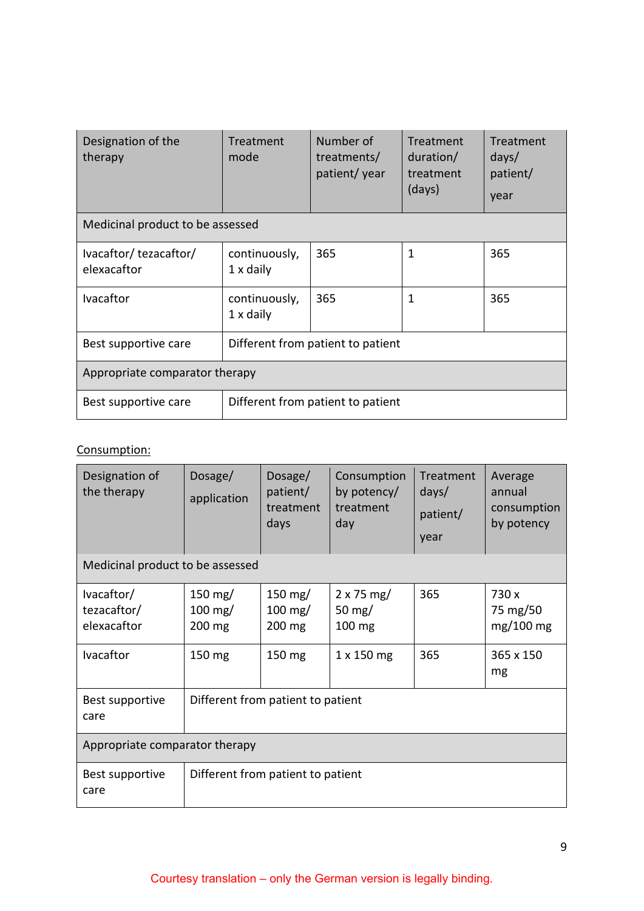| Designation of the therapy | Treatment mode | Number of treatments/ patient/ year | Treatment duration/ treatment (days) | Treatment days/ patient/ year |
|---|---|---|---|---|
| Medicinal product to be assessed | | | | |
| Ivacaftor/ tezacaftor/ elexacaftor | continuously, 1 x daily | 365 | 1 | 365 |
| Ivacaftor | continuously, 1 x daily | 365 | 1 | 365 |
| Best supportive care | Different from patient to patient | | | |
| Appropriate comparator therapy | | | | |
| Best supportive care | Different from patient to patient | | | |

Consumption:

| Designation of the therapy | Dosage/ application | Dosage/ patient/ treatment days | Consumption by potency/ treatment day | Treatment days/ patient/ year | Average annual consumption by potency |
|---|---|---|---|---|---|
| Medicinal product to be assessed | | | | | |
| Ivacaftor/ tezacaftor/ elexacaftor | 150 mg/ 100 mg/ 200 mg | 150 mg/ 100 mg/ 200 mg | 2 x 75 mg/ 50 mg/ 100 mg | 365 | 730 x 75 mg/50 mg/100 mg |
| Ivacaftor | 150 mg | 150 mg | 1 x 150 mg | 365 | 365 x 150 mg |
| Best supportive care | Different from patient to patient | | | | |
| Appropriate comparator therapy | | | | | |
| Best supportive care | Different from patient to patient | | | | |

Courtesy translation – only the German version is legally binding.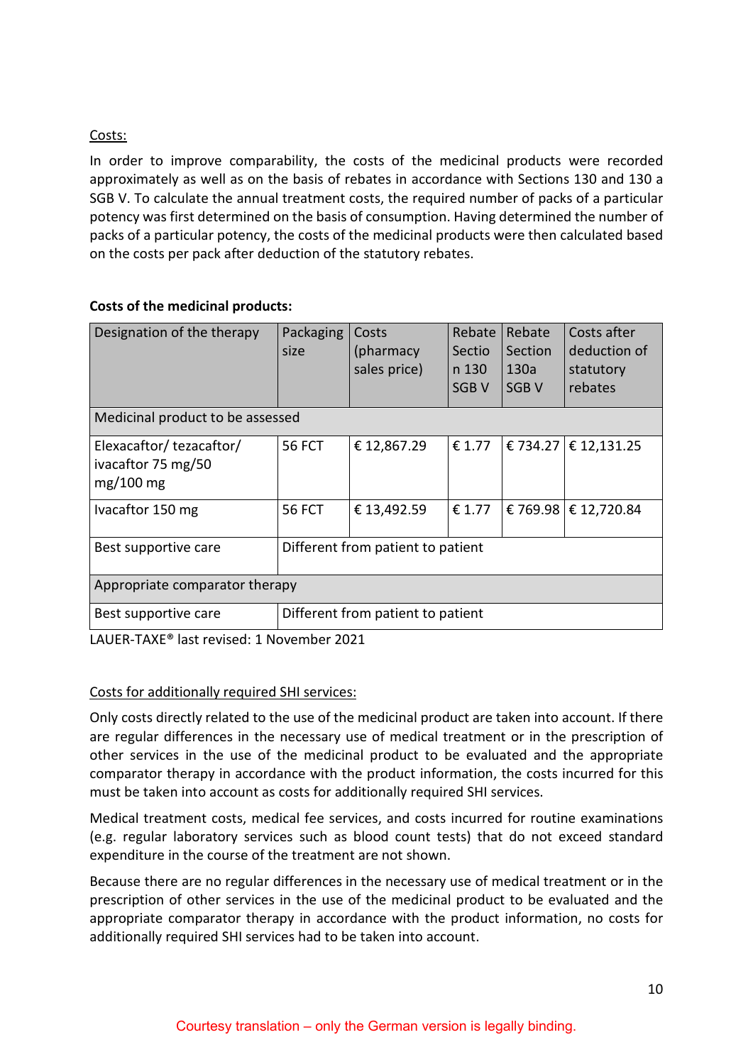Costs:

In order to improve comparability, the costs of the medicinal products were recorded approximately as well as on the basis of rebates in accordance with Sections 130 and 130 a SGB V. To calculate the annual treatment costs, the required number of packs of a particular potency was first determined on the basis of consumption. Having determined the number of packs of a particular potency, the costs of the medicinal products were then calculated based on the costs per pack after deduction of the statutory rebates.

**Costs of the medicinal products:**

| Designation of the therapy | Packaging size | Costs (pharmacy sales price) | Rebate Section 130 SGB V | Rebate Section 130a SGB V | Costs after deduction of statutory rebates |
|---|---|---|---|---|---|
| Medicinal product to be assessed | | | | | |
| Elexacaftor/ tezacaftor/ ivacaftor 75 mg/50 mg/100 mg | 56 FCT | € 12,867.29 | € 1.77 | € 734.27 | € 12,131.25 |
| Ivacaftor 150 mg | 56 FCT | € 13,492.59 | € 1.77 | € 769.98 | € 12,720.84 |
| Best supportive care | Different from patient to patient | | | | |
| Appropriate comparator therapy | | | | | |
| Best supportive care | Different from patient to patient | | | | |

LAUER-TAXE® last revised: 1 November 2021

Costs for additionally required SHI services:

Only costs directly related to the use of the medicinal product are taken into account. If there are regular differences in the necessary use of medical treatment or in the prescription of other services in the use of the medicinal product to be evaluated and the appropriate comparator therapy in accordance with the product information, the costs incurred for this must be taken into account as costs for additionally required SHI services.

Medical treatment costs, medical fee services, and costs incurred for routine examinations (e.g. regular laboratory services such as blood count tests) that do not exceed standard expenditure in the course of the treatment are not shown.

Because there are no regular differences in the necessary use of medical treatment or in the prescription of other services in the use of the medicinal product to be evaluated and the appropriate comparator therapy in accordance with the product information, no costs for additionally required SHI services had to be taken into account.

Courtesy translation – only the German version is legally binding.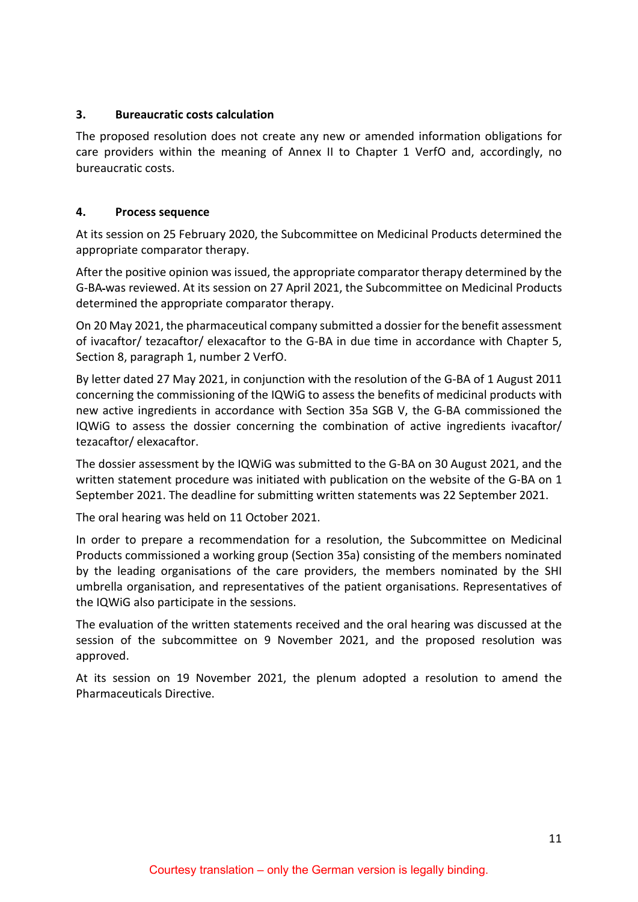## 3. Bureaucratic costs calculation

The proposed resolution does not create any new or amended information obligations for care providers within the meaning of Annex II to Chapter 1 VerfO and, accordingly, no bureaucratic costs.

## 4. Process sequence

At its session on 25 February 2020, the Subcommittee on Medicinal Products determined the appropriate comparator therapy.

After the positive opinion was issued, the appropriate comparator therapy determined by the G-BA was reviewed. At its session on 27 April 2021, the Subcommittee on Medicinal Products determined the appropriate comparator therapy.

On 20 May 2021, the pharmaceutical company submitted a dossier for the benefit assessment of ivacaftor/ tezacaftor/ elexacaftor to the G-BA in due time in accordance with Chapter 5, Section 8, paragraph 1, number 2 VerfO.

By letter dated 27 May 2021, in conjunction with the resolution of the G-BA of 1 August 2011 concerning the commissioning of the IQWiG to assess the benefits of medicinal products with new active ingredients in accordance with Section 35a SGB V, the G-BA commissioned the IQWiG to assess the dossier concerning the combination of active ingredients ivacaftor/ tezacaftor/ elexacaftor.

The dossier assessment by the IQWiG was submitted to the G-BA on 30 August 2021, and the written statement procedure was initiated with publication on the website of the G-BA on 1 September 2021. The deadline for submitting written statements was 22 September 2021.

The oral hearing was held on 11 October 2021.

In order to prepare a recommendation for a resolution, the Subcommittee on Medicinal Products commissioned a working group (Section 35a) consisting of the members nominated by the leading organisations of the care providers, the members nominated by the SHI umbrella organisation, and representatives of the patient organisations. Representatives of the IQWiG also participate in the sessions.

The evaluation of the written statements received and the oral hearing was discussed at the session of the subcommittee on 9 November 2021, and the proposed resolution was approved.

At its session on 19 November 2021, the plenum adopted a resolution to amend the Pharmaceuticals Directive.

Courtesy translation – only the German version is legally binding.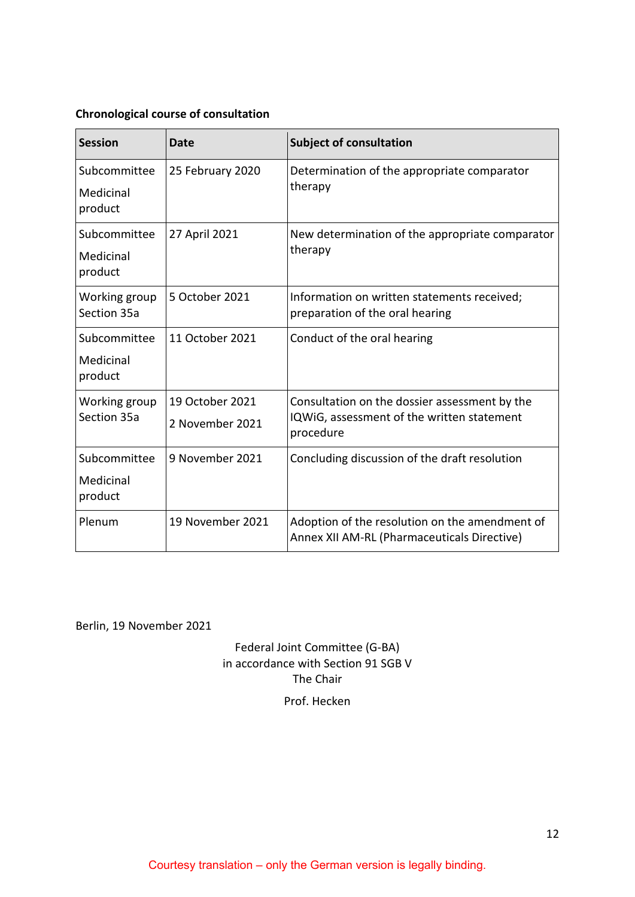**Chronological course of consultation**

| Session | Date | Subject of consultation |
|---|---|---|
| Subcommittee Medicinal product | 25 February 2020 | Determination of the appropriate comparator therapy |
| Subcommittee Medicinal product | 27 April 2021 | New determination of the appropriate comparator therapy |
| Working group Section 35a | 5 October 2021 | Information on written statements received; preparation of the oral hearing |
| Subcommittee Medicinal product | 11 October 2021 | Conduct of the oral hearing |
| Working group Section 35a | 19 October 2021<br>2 November 2021 | Consultation on the dossier assessment by the IQWiG, assessment of the written statement procedure |
| Subcommittee Medicinal product | 9 November 2021 | Concluding discussion of the draft resolution |
| Plenum | 19 November 2021 | Adoption of the resolution on the amendment of Annex XII AM-RL (Pharmaceuticals Directive) |

Berlin, 19 November 2021

Federal Joint Committee (G-BA)
in accordance with Section 91 SGB V
The Chair

Prof. Hecken

Courtesy translation – only the German version is legally binding.